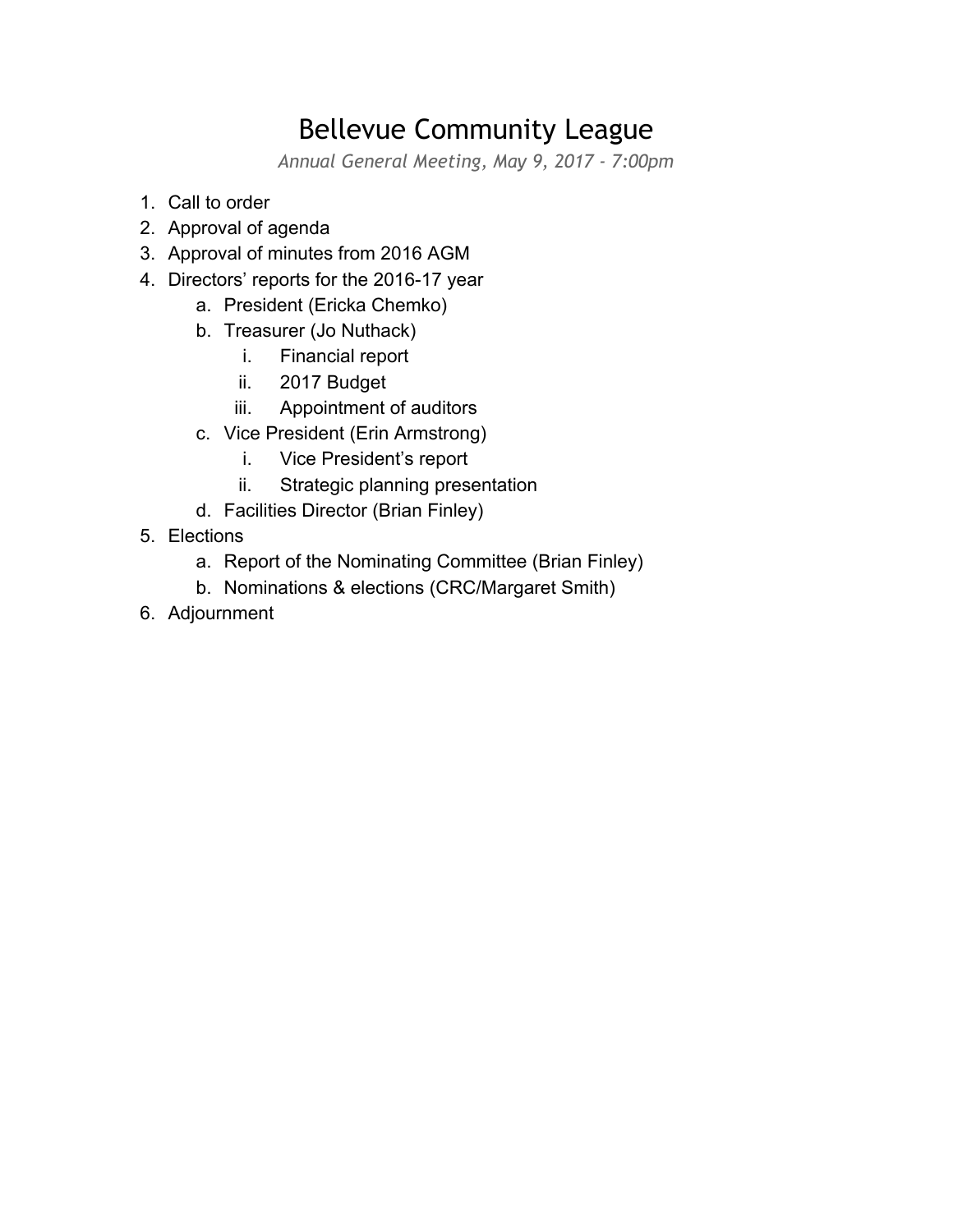# Bellevue Community League

*Annual General Meeting, May 9, 2017 - 7:00pm*

1. Call to order
2. Approval of agenda
3. Approval of minutes from 2016 AGM
4. Directors' reports for the 2016-17 year
    a. President (Ericka Chemko)
    b. Treasurer (Jo Nuthack)
        i. Financial report
        ii. 2017 Budget
        iii. Appointment of auditors
    c. Vice President (Erin Armstrong)
        i. Vice President's report
        ii. Strategic planning presentation
    d. Facilities Director (Brian Finley)
5. Elections
    a. Report of the Nominating Committee (Brian Finley)
    b. Nominations & elections (CRC/Margaret Smith)
6. Adjournment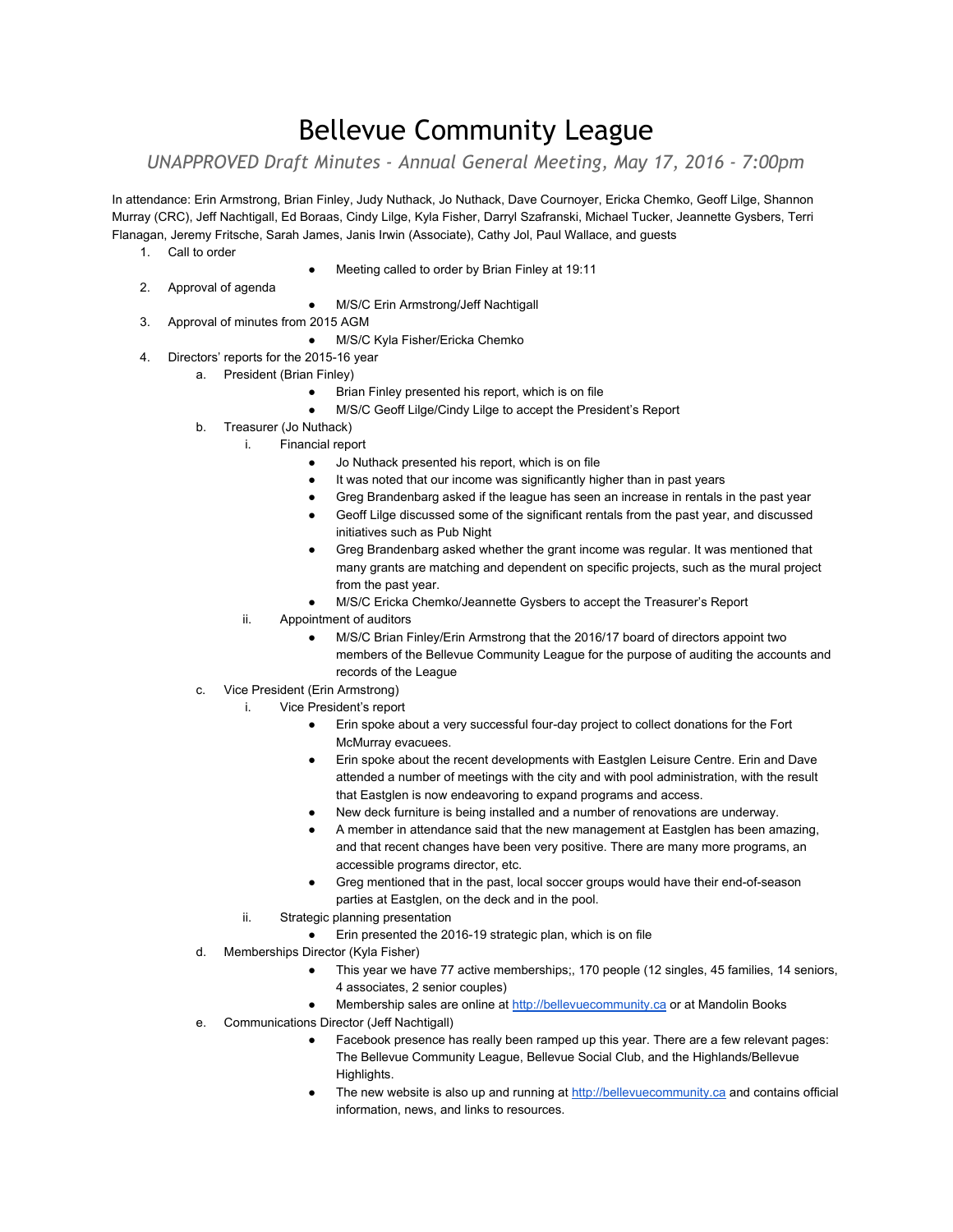# Bellevue Community League

*UNAPPROVED Draft Minutes - Annual General Meeting, May 17, 2016 - 7:00pm*

In attendance: Erin Armstrong, Brian Finley, Judy Nuthack, Jo Nuthack, Dave Cournoyer, Ericka Chemko, Geoff Lilge, Shannon Murray (CRC), Jeff Nachtigall, Ed Boraas, Cindy Lilge, Kyla Fisher, Darryl Szafranski, Michael Tucker, Jeannette Gysbers, Terri Flanagan, Jeremy Fritsche, Sarah James, Janis Irwin (Associate), Cathy Jol, Paul Wallace, and guests

1. Call to order
    - Meeting called to order by Brian Finley at 19:11
2. Approval of agenda
    - M/S/C Erin Armstrong/Jeff Nachtigall
3. Approval of minutes from 2015 AGM
    - M/S/C Kyla Fisher/Ericka Chemko
4. Directors' reports for the 2015-16 year
    a. President (Brian Finley)
        - Brian Finley presented his report, which is on file
        - M/S/C Geoff Lilge/Cindy Lilge to accept the President's Report
    b. Treasurer (Jo Nuthack)
        i. Financial report
            - Jo Nuthack presented his report, which is on file
            - It was noted that our income was significantly higher than in past years
            - Greg Brandenbarg asked if the league has seen an increase in rentals in the past year
            - Geoff Lilge discussed some of the significant rentals from the past year, and discussed initiatives such as Pub Night
            - Greg Brandenbarg asked whether the grant income was regular. It was mentioned that many grants are matching and dependent on specific projects, such as the mural project from the past year.
            - M/S/C Ericka Chemko/Jeannette Gysbers to accept the Treasurer's Report
        ii. Appointment of auditors
            - M/S/C Brian Finley/Erin Armstrong that the 2016/17 board of directors appoint two members of the Bellevue Community League for the purpose of auditing the accounts and records of the League
    c. Vice President (Erin Armstrong)
        i. Vice President's report
            - Erin spoke about a very successful four-day project to collect donations for the Fort McMurray evacuees.
            - Erin spoke about the recent developments with Eastglen Leisure Centre. Erin and Dave attended a number of meetings with the city and with pool administration, with the result that Eastglen is now endeavoring to expand programs and access.
            - New deck furniture is being installed and a number of renovations are underway.
            - A member in attendance said that the new management at Eastglen has been amazing, and that recent changes have been very positive. There are many more programs, an accessible programs director, etc.
            - Greg mentioned that in the past, local soccer groups would have their end-of-season parties at Eastglen, on the deck and in the pool.
        ii. Strategic planning presentation
            - Erin presented the 2016-19 strategic plan, which is on file
    d. Memberships Director (Kyla Fisher)
        - This year we have 77 active memberships;, 170 people (12 singles, 45 families, 14 seniors, 4 associates, 2 senior couples)
        - Membership sales are online at http://bellevuecommunity.ca or at Mandolin Books
    e. Communications Director (Jeff Nachtigall)
        - Facebook presence has really been ramped up this year. There are a few relevant pages: The Bellevue Community League, Bellevue Social Club, and the Highlands/Bellevue Highlights.
        - The new website is also up and running at http://bellevuecommunity.ca and contains official information, news, and links to resources.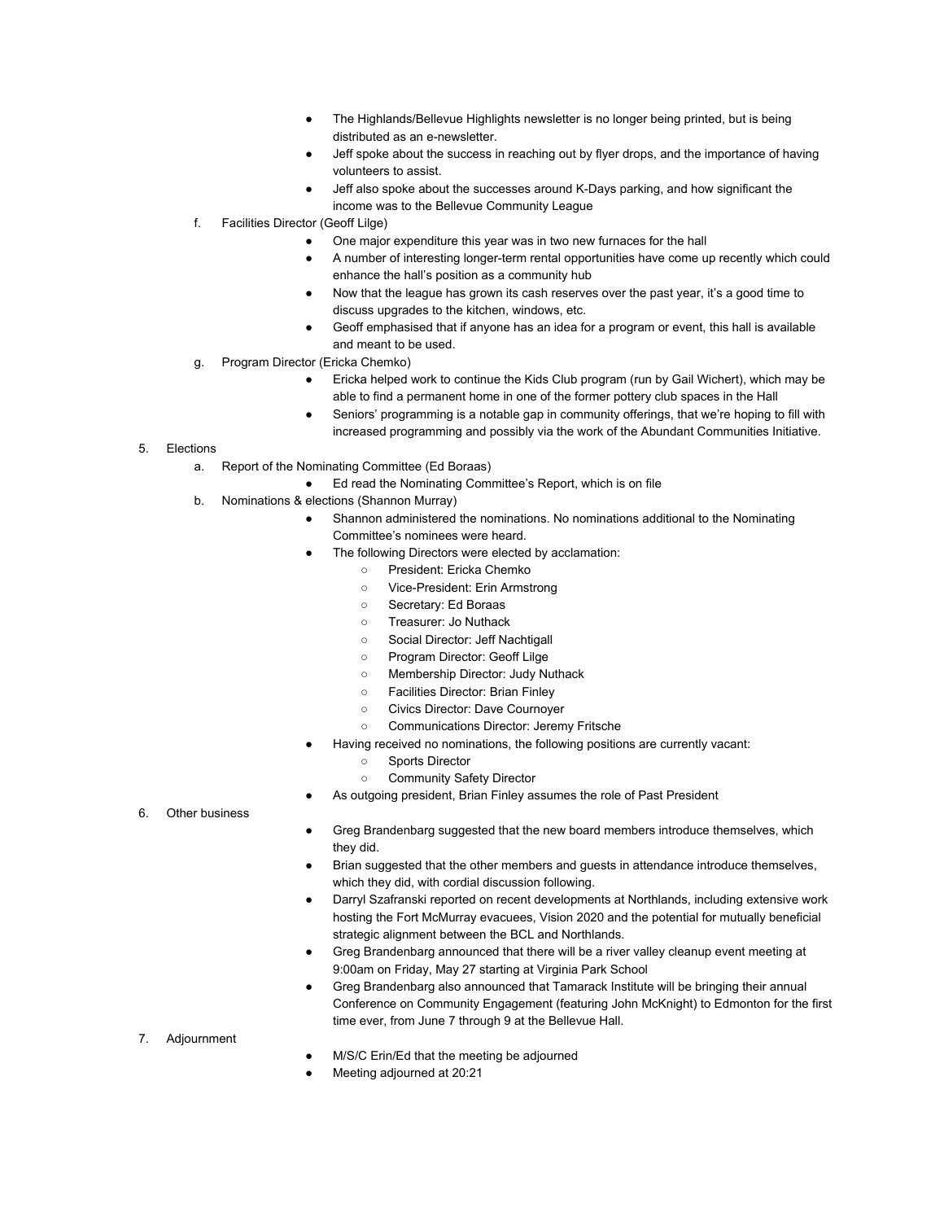- The Highlands/Bellevue Highlights newsletter is no longer being printed, but is being distributed as an e-newsletter.
- Jeff spoke about the success in reaching out by flyer drops, and the importance of having volunteers to assist.
- Jeff also spoke about the successes around K-Days parking, and how significant the income was to the Bellevue Community League

f. Facilities Director (Geoff Lilge)

- One major expenditure this year was in two new furnaces for the hall
- A number of interesting longer-term rental opportunities have come up recently which could enhance the hall's position as a community hub
- Now that the league has grown its cash reserves over the past year, it's a good time to discuss upgrades to the kitchen, windows, etc.
- Geoff emphasised that if anyone has an idea for a program or event, this hall is available and meant to be used.

g. Program Director (Ericka Chemko)

- Ericka helped work to continue the Kids Club program (run by Gail Wichert), which may be able to find a permanent home in one of the former pottery club spaces in the Hall
- Seniors' programming is a notable gap in community offerings, that we're hoping to fill with increased programming and possibly via the work of the Abundant Communities Initiative.

5. Elections

a. Report of the Nominating Committee (Ed Boraas)

- Ed read the Nominating Committee's Report, which is on file

b. Nominations & elections (Shannon Murray)

- Shannon administered the nominations. No nominations additional to the Nominating Committee's nominees were heard.
- The following Directors were elected by acclamation:
  - President: Ericka Chemko
  - Vice-President: Erin Armstrong
  - Secretary: Ed Boraas
  - Treasurer: Jo Nuthack
  - Social Director: Jeff Nachtigall
  - Program Director: Geoff Lilge
  - Membership Director: Judy Nuthack
  - Facilities Director: Brian Finley
  - Civics Director: Dave Cournoyer
  - Communications Director: Jeremy Fritsche
- Having received no nominations, the following positions are currently vacant:
  - Sports Director
  - Community Safety Director
- As outgoing president, Brian Finley assumes the role of Past President

6. Other business

- Greg Brandenbarg suggested that the new board members introduce themselves, which they did.
- Brian suggested that the other members and guests in attendance introduce themselves, which they did, with cordial discussion following.
- Darryl Szafranski reported on recent developments at Northlands, including extensive work hosting the Fort McMurray evacuees, Vision 2020 and the potential for mutually beneficial strategic alignment between the BCL and Northlands.
- Greg Brandenbarg announced that there will be a river valley cleanup event meeting at 9:00am on Friday, May 27 starting at Virginia Park School
- Greg Brandenbarg also announced that Tamarack Institute will be bringing their annual Conference on Community Engagement (featuring John McKnight) to Edmonton for the first time ever, from June 7 through 9 at the Bellevue Hall.

7. Adjournment

- M/S/C Erin/Ed that the meeting be adjourned
- Meeting adjourned at 20:21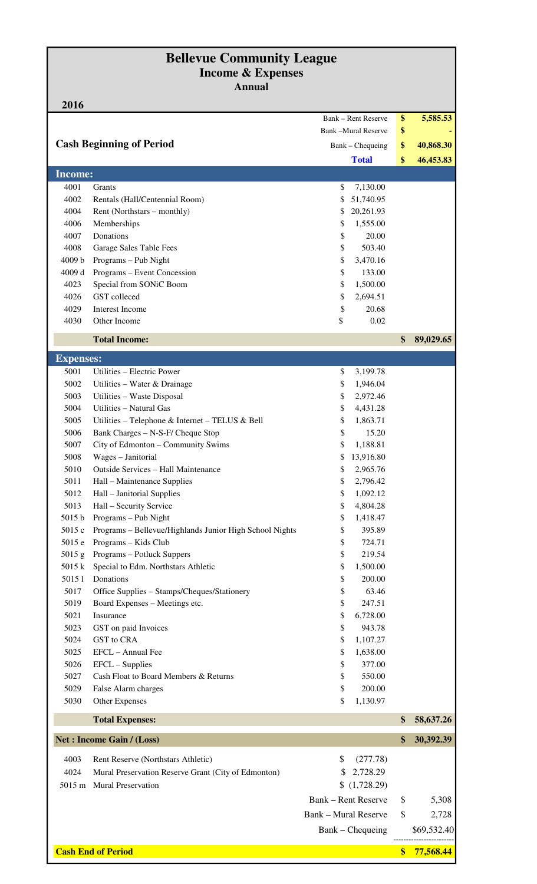# Bellevue Community League

## Income & Expenses

### Annual

**2016**

| | | | |
|---|---|---|---|
| | | Bank – Rent Reserve | **$ 5,585.53** |
| | | Bank –Mural Reserve | **$ -** |
| **Cash Beginning of Period** | | Bank – Chequeing | **$ 40,868.30** |
| | | **Total** | **$ 46,453.83** |
| **Income:** | | | |
| 4001 | Grants | $ 7,130.00 | |
| 4002 | Rentals (Hall/Centennial Room) | $ 51,740.95 | |
| 4004 | Rent (Northstars – monthly) | $ 20,261.93 | |
| 4006 | Memberships | $ 1,555.00 | |
| 4007 | Donations | $ 20.00 | |
| 4008 | Garage Sales Table Fees | $ 503.40 | |
| 4009 b | Programs – Pub Night | $ 3,470.16 | |
| 4009 d | Programs – Event Concession | $ 133.00 | |
| 4023 | Special from SONiC Boom | $ 1,500.00 | |
| 4026 | GST colleced | $ 2,694.51 | |
| 4029 | Interest Income | $ 20.68 | |
| 4030 | Other Income | $ 0.02 | |
| | **Total Income:** | | **$ 89,029.65** |
| **Expenses:** | | | |
| 5001 | Utilities – Electric Power | $ 3,199.78 | |
| 5002 | Utilities – Water & Drainage | $ 1,946.04 | |
| 5003 | Utilities – Waste Disposal | $ 2,972.46 | |
| 5004 | Utilities – Natural Gas | $ 4,431.28 | |
| 5005 | Utilities – Telephone & Internet – TELUS & Bell | $ 1,863.71 | |
| 5006 | Bank Charges – N-S-F/ Cheque Stop | $ 15.20 | |
| 5007 | City of Edmonton – Community Swims | $ 1,188.81 | |
| 5008 | Wages – Janitorial | $ 13,916.80 | |
| 5010 | Outside Services – Hall Maintenance | $ 2,965.76 | |
| 5011 | Hall – Maintenance Supplies | $ 2,796.42 | |
| 5012 | Hall – Janitorial Supplies | $ 1,092.12 | |
| 5013 | Hall – Security Service | $ 4,804.28 | |
| 5015 b | Programs – Pub Night | $ 1,418.47 | |
| 5015 c | Programs – Bellevue/Highlands Junior High School Nights | $ 395.89 | |
| 5015 e | Programs – Kids Club | $ 724.71 | |
| 5015 g | Programs – Potluck Suppers | $ 219.54 | |
| 5015 k | Special to Edm. Northstars Athletic | $ 1,500.00 | |
| 5015 l | Donations | $ 200.00 | |
| 5017 | Office Supplies – Stamps/Cheques/Stationery | $ 63.46 | |
| 5019 | Board Expenses – Meetings etc. | $ 247.51 | |
| 5021 | Insurance | $ 6,728.00 | |
| 5023 | GST on paid Invoices | $ 943.78 | |
| 5024 | GST to CRA | $ 1,107.27 | |
| 5025 | EFCL – Annual Fee | $ 1,638.00 | |
| 5026 | EFCL – Supplies | $ 377.00 | |
| 5027 | Cash Float to Board Members & Returns | $ 550.00 | |
| 5029 | False Alarm charges | $ 200.00 | |
| 5030 | Other Expenses | $ 1,130.97 | |
| | **Total Expenses:** | | **$ 58,637.26** |
| **Net : Income Gain / (Loss)** | | | **$ 30,392.39** |
| 4003 | Rent Reserve (Northstars Athletic) | $ (277.78) | |
| 4024 | Mural Preservation Reserve Grant (City of Edmonton) | $ 2,728.29 | |
| 5015 m | Mural Preservation | $ (1,728.29) | |
| | | Bank – Rent Reserve | $ 5,308 |
| | | Bank – Mural Reserve | $ 2,728 |
| | | Bank – Chequeing | $69,532.40 |
| **Cash End of Period** | | | **$ 77,568.44** |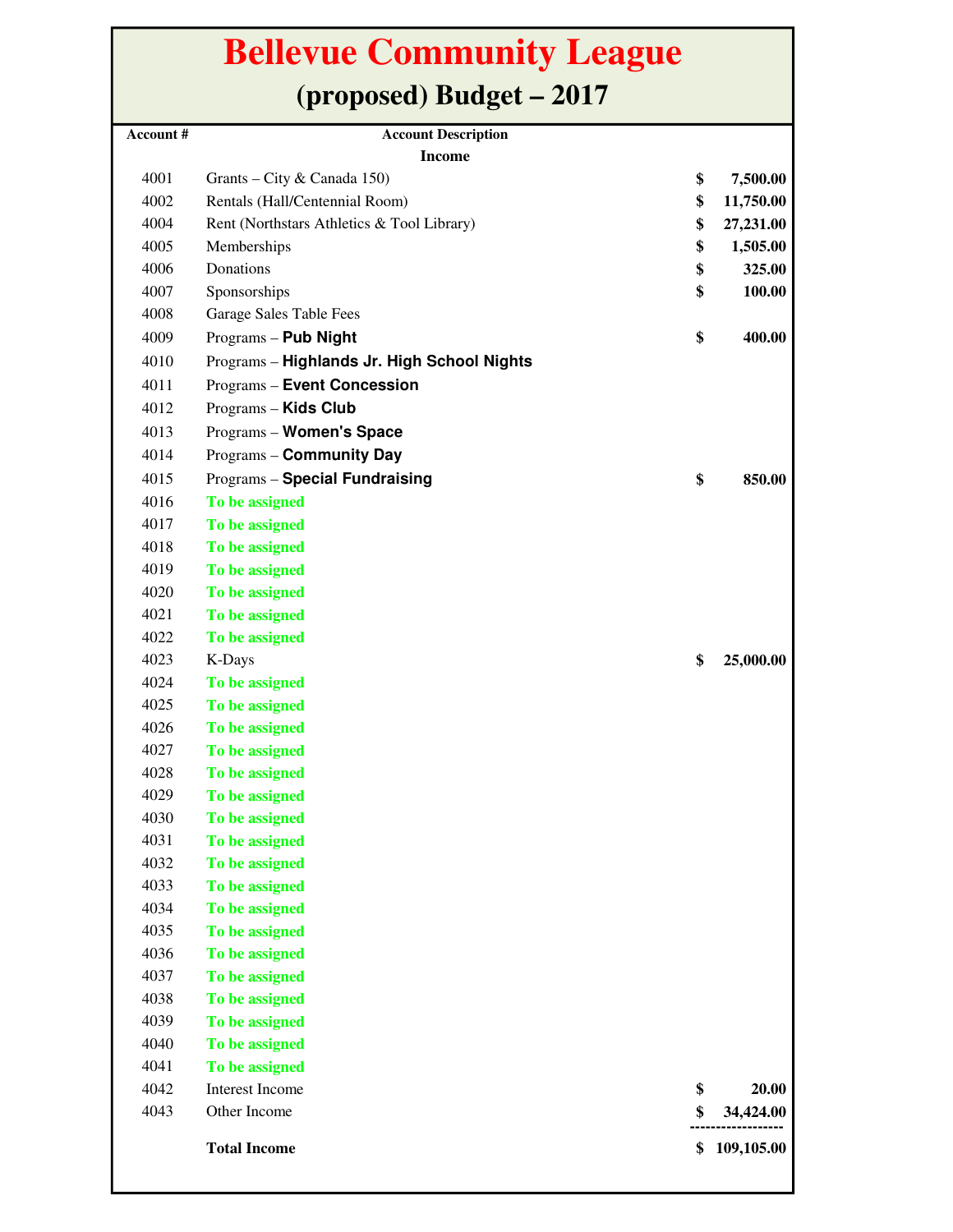# Bellevue Community League

## (proposed) Budget – 2017

| Account # | Account Description | Amount |
|---|---|---|
| | **Income** | |
| 4001 | Grants – City & Canada 150) | **$ 7,500.00** |
| 4002 | Rentals (Hall/Centennial Room) | **$ 11,750.00** |
| 4004 | Rent (Northstars Athletics & Tool Library) | **$ 27,231.00** |
| 4005 | Memberships | **$ 1,505.00** |
| 4006 | Donations | **$ 325.00** |
| 4007 | Sponsorships | **$ 100.00** |
| 4008 | Garage Sales Table Fees | |
| 4009 | Programs – **Pub Night** | **$ 400.00** |
| 4010 | Programs – **Highlands Jr. High School Nights** | |
| 4011 | Programs – **Event Concession** | |
| 4012 | Programs – **Kids Club** | |
| 4013 | Programs – **Women's Space** | |
| 4014 | Programs – **Community Day** | |
| 4015 | Programs – **Special Fundraising** | **$ 850.00** |
| 4016 | **To be assigned** | |
| 4017 | **To be assigned** | |
| 4018 | **To be assigned** | |
| 4019 | **To be assigned** | |
| 4020 | **To be assigned** | |
| 4021 | **To be assigned** | |
| 4022 | **To be assigned** | |
| 4023 | K-Days | **$ 25,000.00** |
| 4024 | **To be assigned** | |
| 4025 | **To be assigned** | |
| 4026 | **To be assigned** | |
| 4027 | **To be assigned** | |
| 4028 | **To be assigned** | |
| 4029 | **To be assigned** | |
| 4030 | **To be assigned** | |
| 4031 | **To be assigned** | |
| 4032 | **To be assigned** | |
| 4033 | **To be assigned** | |
| 4034 | **To be assigned** | |
| 4035 | **To be assigned** | |
| 4036 | **To be assigned** | |
| 4037 | **To be assigned** | |
| 4038 | **To be assigned** | |
| 4039 | **To be assigned** | |
| 4040 | **To be assigned** | |
| 4041 | **To be assigned** | |
| 4042 | Interest Income | **$ 20.00** |
| 4043 | Other Income | **$ 34,424.00** |
| | **Total Income** | **$ 109,105.00** |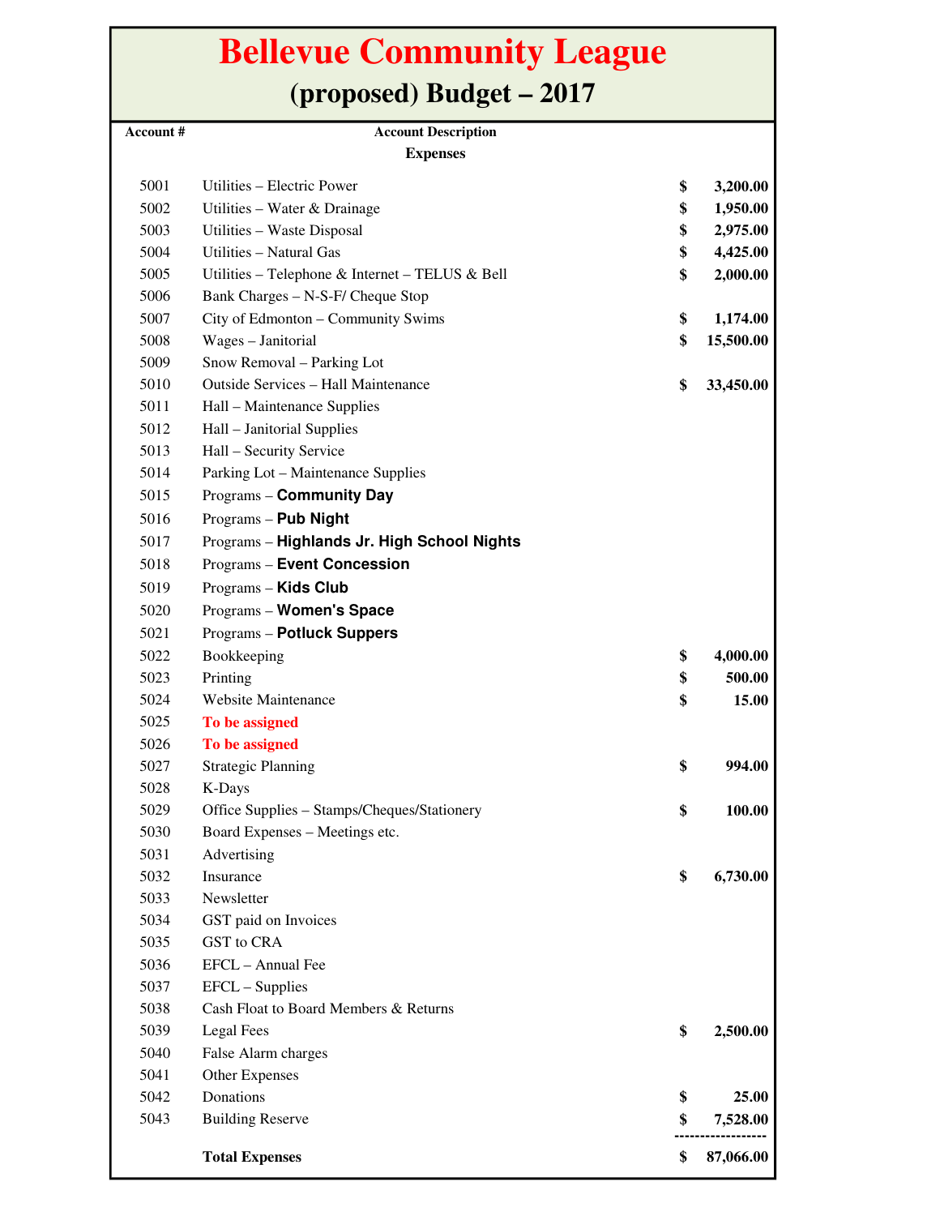# Bellevue Community League

## (proposed) Budget – 2017

| Account # | Account Description | | |
|---|---|---|---|
| | **Expenses** | | |
| 5001 | Utilities – Electric Power | $ | 3,200.00 |
| 5002 | Utilities – Water & Drainage | $ | 1,950.00 |
| 5003 | Utilities – Waste Disposal | $ | 2,975.00 |
| 5004 | Utilities – Natural Gas | $ | 4,425.00 |
| 5005 | Utilities – Telephone & Internet – TELUS & Bell | $ | 2,000.00 |
| 5006 | Bank Charges – N-S-F/ Cheque Stop | | |
| 5007 | City of Edmonton – Community Swims | $ | 1,174.00 |
| 5008 | Wages – Janitorial | $ | 15,500.00 |
| 5009 | Snow Removal – Parking Lot | | |
| 5010 | Outside Services – Hall Maintenance | $ | 33,450.00 |
| 5011 | Hall – Maintenance Supplies | | |
| 5012 | Hall – Janitorial Supplies | | |
| 5013 | Hall – Security Service | | |
| 5014 | Parking Lot – Maintenance Supplies | | |
| 5015 | Programs – **Community Day** | | |
| 5016 | Programs – **Pub Night** | | |
| 5017 | Programs – **Highlands Jr. High School Nights** | | |
| 5018 | Programs – **Event Concession** | | |
| 5019 | Programs – **Kids Club** | | |
| 5020 | Programs – **Women's Space** | | |
| 5021 | Programs – **Potluck Suppers** | | |
| 5022 | Bookkeeping | $ | 4,000.00 |
| 5023 | Printing | $ | 500.00 |
| 5024 | Website Maintenance | $ | 15.00 |
| 5025 | **To be assigned** | | |
| 5026 | **To be assigned** | | |
| 5027 | Strategic Planning | $ | 994.00 |
| 5028 | K-Days | | |
| 5029 | Office Supplies – Stamps/Cheques/Stationery | $ | 100.00 |
| 5030 | Board Expenses – Meetings etc. | | |
| 5031 | Advertising | | |
| 5032 | Insurance | $ | 6,730.00 |
| 5033 | Newsletter | | |
| 5034 | GST paid on Invoices | | |
| 5035 | GST to CRA | | |
| 5036 | EFCL – Annual Fee | | |
| 5037 | EFCL – Supplies | | |
| 5038 | Cash Float to Board Members & Returns | | |
| 5039 | Legal Fees | $ | 2,500.00 |
| 5040 | False Alarm charges | | |
| 5041 | Other Expenses | | |
| 5042 | Donations | $ | 25.00 |
| 5043 | Building Reserve | $ | 7,528.00 |
| | **Total Expenses** | $ | **87,066.00** |